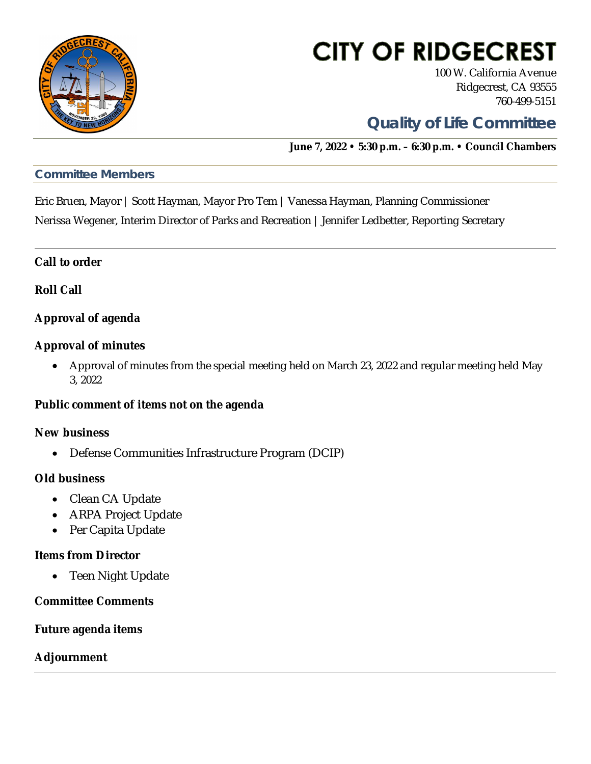# CITY OF RIDGECREST

100 W. California Avenue
Ridgecrest, CA 93555
760-499-5151

## Quality of Life Committee

**June 7, 2022 • 5:30 p.m. – 6:30 p.m. • Council Chambers**

### Committee Members

Eric Bruen, Mayor | Scott Hayman, Mayor Pro Tem | Vanessa Hayman, Planning Commissioner

Nerissa Wegener, Interim Director of Parks and Recreation | Jennifer Ledbetter, Reporting Secretary

---

**Call to order**

**Roll Call**

**Approval of agenda**

**Approval of minutes**

- Approval of minutes from the special meeting held on March 23, 2022 and regular meeting held May 3, 2022

**Public comment of items not on the agenda**

**New business**

- Defense Communities Infrastructure Program (DCIP)

**Old business**

- Clean CA Update
- ARPA Project Update
- Per Capita Update

**Items from Director**

- Teen Night Update

**Committee Comments**

**Future agenda items**

**Adjournment**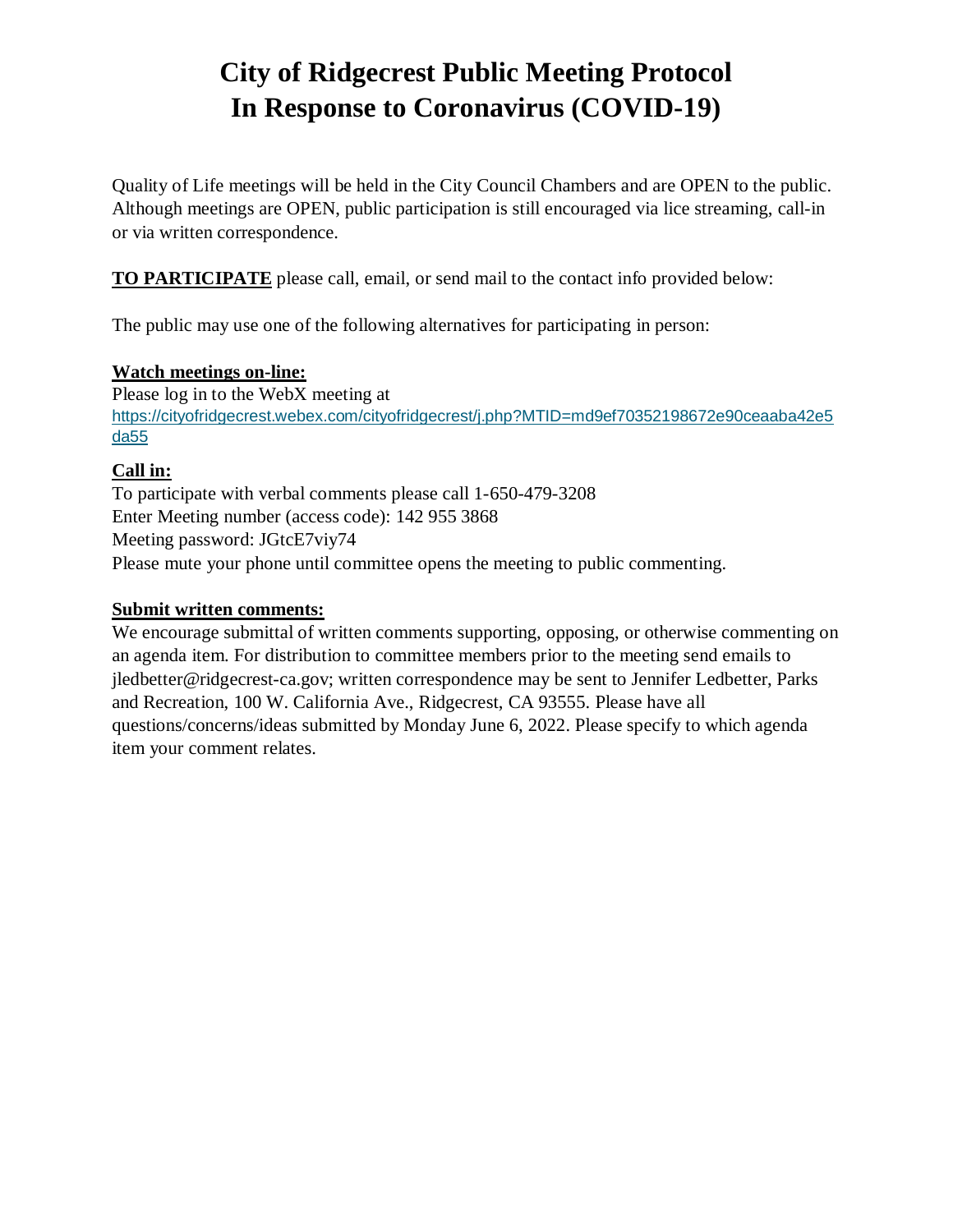# City of Ridgecrest Public Meeting Protocol
# In Response to Coronavirus (COVID-19)

Quality of Life meetings will be held in the City Council Chambers and are OPEN to the public. Although meetings are OPEN, public participation is still encouraged via lice streaming, call-in or via written correspondence.

**TO PARTICIPATE** please call, email, or send mail to the contact info provided below:

The public may use one of the following alternatives for participating in person:

**Watch meetings on-line:**
Please log in to the WebX meeting at
https://cityofridgecrest.webex.com/cityofridgecrest/j.php?MTID=md9ef70352198672e90ceaaba42e5da55

**Call in:**
To participate with verbal comments please call 1-650-479-3208
Enter Meeting number (access code): 142 955 3868
Meeting password: JGtcE7viy74
Please mute your phone until committee opens the meeting to public commenting.

**Submit written comments:**
We encourage submittal of written comments supporting, opposing, or otherwise commenting on an agenda item. For distribution to committee members prior to the meeting send emails to jledbetter@ridgecrest-ca.gov; written correspondence may be sent to Jennifer Ledbetter, Parks and Recreation, 100 W. California Ave., Ridgecrest, CA 93555. Please have all questions/concerns/ideas submitted by Monday June 6, 2022. Please specify to which agenda item your comment relates.